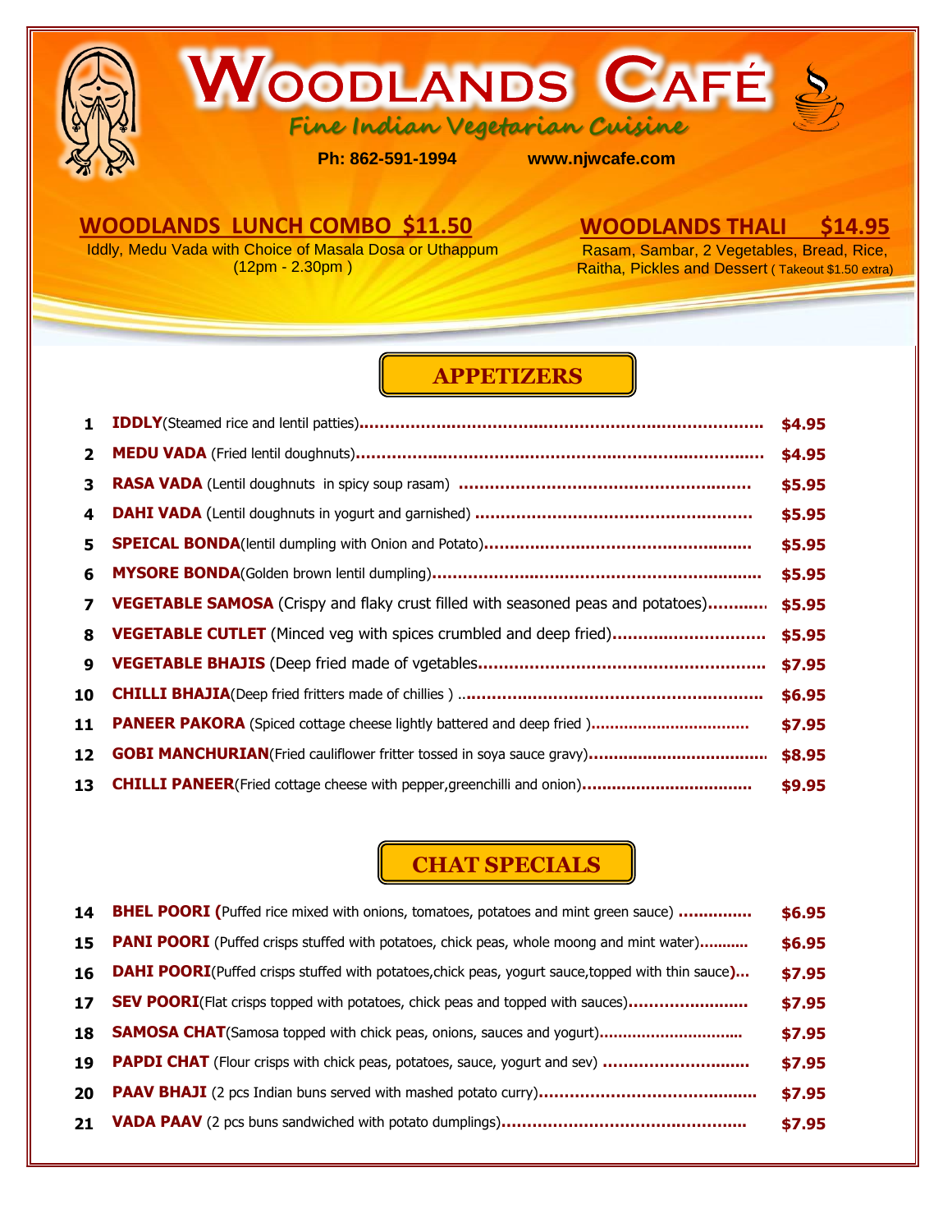# WOODLANDS CAFÉ

*Fine Indian Vegetarian Cuisine*

**Ph: 862-591-1994** **www.njwcafe.com**

## WOODLANDS LUNCH COMBO $11.50

Iddly, Medu Vada with Choice of Masala Dosa or Uthappum
(12pm - 2.30pm )

## WOODLANDS THALI $14.95

Rasam, Sambar, 2 Vegetables, Bread, Rice, Raitha, Pickles and Dessert ( Takeout $1.50 extra)

## APPETIZERS

| # | Item | Price |
|---|---|---|
| 1 | **IDDLY**(Steamed rice and lentil patties) | $4.95 |
| 2 | **MEDU VADA** (Fried lentil doughnuts) | $4.95 |
| 3 | **RASA VADA** (Lentil doughnuts in spicy soup rasam) | $5.95 |
| 4 | **DAHI VADA** (Lentil doughnuts in yogurt and garnished) | $5.95 |
| 5 | **SPEICAL BONDA**(lentil dumpling with Onion and Potato) | $5.95 |
| 6 | **MYSORE BONDA**(Golden brown lentil dumpling) | $5.95 |
| 7 | **VEGETABLE SAMOSA** (Crispy and flaky crust filled with seasoned peas and potatoes) | $5.95 |
| 8 | **VEGETABLE CUTLET** (Minced veg with spices crumbled and deep fried) | $5.95 |
| 9 | **VEGETABLE BHAJIS** (Deep fried made of vgetables | $7.95 |
| 10 | **CHILLI BHAJIA**(Deep fried fritters made of chillies ) | $6.95 |
| 11 | **PANEER PAKORA** (Spiced cottage cheese lightly battered and deep fried ) | $7.95 |
| 12 | **GOBI MANCHURIAN**(Fried cauliflower fritter tossed in soya sauce gravy) | $8.95 |
| 13 | **CHILLI PANEER**(Fried cottage cheese with pepper,greenchilli and onion) | $9.95 |

## CHAT SPECIALS

| # | Item | Price |
|---|---|---|
| 14 | **BHEL POORI (**Puffed rice mixed with onions, tomatoes, potatoes and mint green sauce) | $6.95 |
| 15 | **PANI POORI** (Puffed crisps stuffed with potatoes, chick peas, whole moong and mint water) | $6.95 |
| 16 | **DAHI POORI**(Puffed crisps stuffed with potatoes,chick peas, yogurt sauce,topped with thin sauce**)** | $7.95 |
| 17 | **SEV POORI**(Flat crisps topped with potatoes, chick peas and topped with sauces) | $7.95 |
| 18 | **SAMOSA CHAT**(Samosa topped with chick peas, onions, sauces and yogurt) | $7.95 |
| 19 | **PAPDI CHAT** (Flour crisps with chick peas, potatoes, sauce, yogurt and sev) | $7.95 |
| 20 | **PAAV BHAJI** (2 pcs Indian buns served with mashed potato curry) | $7.95 |
| 21 | **VADA PAAV** (2 pcs buns sandwiched with potato dumplings) | $7.95 |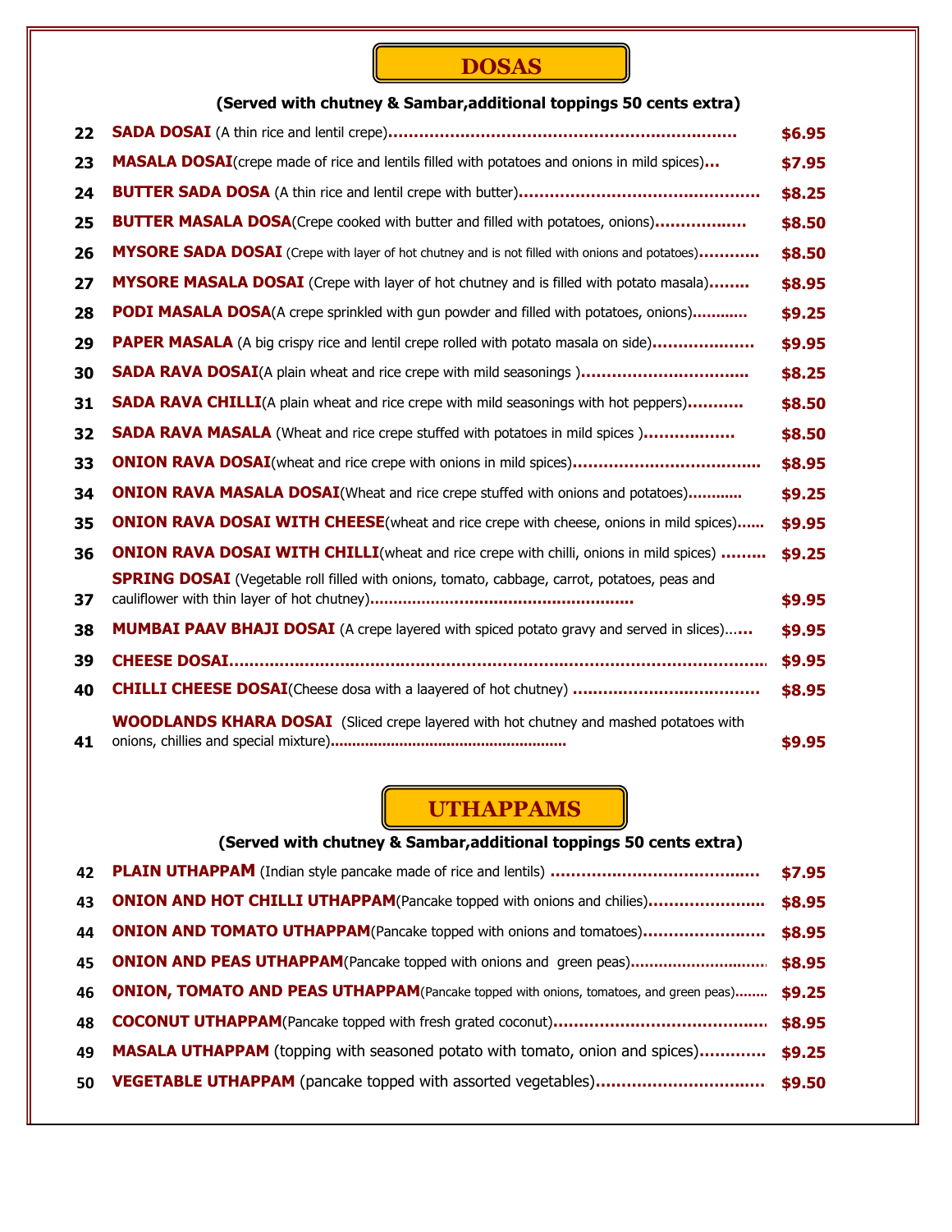# DOSAS

**(Served with chutney & Sambar,additional toppings 50 cents extra)**

| No. | Item | Price |
|---|---|---|
| 22 | **SADA DOSAI** (A thin rice and lentil crepe) | $6.95 |
| 23 | **MASALA DOSAI**(crepe made of rice and lentils filled with potatoes and onions in mild spices) | $7.95 |
| 24 | **BUTTER SADA DOSA** (A thin rice and lentil crepe with butter) | $8.25 |
| 25 | **BUTTER MASALA DOSA**(Crepe cooked with butter and filled with potatoes, onions) | $8.50 |
| 26 | **MYSORE SADA DOSAI** (Crepe with layer of hot chutney and is not filled with onions and potatoes) | $8.50 |
| 27 | **MYSORE MASALA DOSAI** (Crepe with layer of hot chutney and is filled with potato masala) | $8.95 |
| 28 | **PODI MASALA DOSA**(A crepe sprinkled with gun powder and filled with potatoes, onions) | $9.25 |
| 29 | **PAPER MASALA** (A big crispy rice and lentil crepe rolled with potato masala on side) | $9.95 |
| 30 | **SADA RAVA DOSAI**(A plain wheat and rice crepe with mild seasonings ) | $8.25 |
| 31 | **SADA RAVA CHILLI**(A plain wheat and rice crepe with mild seasonings with hot peppers) | $8.50 |
| 32 | **SADA RAVA MASALA** (Wheat and rice crepe stuffed with potatoes in mild spices ) | $8.50 |
| 33 | **ONION RAVA DOSAI**(wheat and rice crepe with onions in mild spices) | $8.95 |
| 34 | **ONION RAVA MASALA DOSAI**(Wheat and rice crepe stuffed with onions and potatoes) | $9.25 |
| 35 | **ONION RAVA DOSAI WITH CHEESE**(wheat and rice crepe with cheese, onions in mild spices) | $9.95 |
| 36 | **ONION RAVA DOSAI WITH CHILLI**(wheat and rice crepe with chilli, onions in mild spices) | $9.25 |
| 37 | **SPRING DOSAI** (Vegetable roll filled with onions, tomato, cabbage, carrot, potatoes, peas and cauliflower with thin layer of hot chutney) | $9.95 |
| 38 | **MUMBAI PAAV BHAJI DOSAI** (A crepe layered with spiced potato gravy and served in slices) | $9.95 |
| 39 | **CHEESE DOSAI** | $9.95 |
| 40 | **CHILLI CHEESE DOSAI**(Cheese dosa with a laayered of hot chutney) | $8.95 |
| 41 | **WOODLANDS KHARA DOSAI** (Sliced crepe layered with hot chutney and mashed potatoes with onions, chillies and special mixture) | $9.95 |

# UTHAPPAMS

**(Served with chutney & Sambar,additional toppings 50 cents extra)**

| No. | Item | Price |
|---|---|---|
| 42 | **PLAIN UTHAPPAM** (Indian style pancake made of rice and lentils) | $7.95 |
| 43 | **ONION AND HOT CHILLI UTHAPPAM**(Pancake topped with onions and chilies) | $8.95 |
| 44 | **ONION AND TOMATO UTHAPPAM**(Pancake topped with onions and tomatoes) | $8.95 |
| 45 | **ONION AND PEAS UTHAPPAM**(Pancake topped with onions and green peas) | $8.95 |
| 46 | **ONION, TOMATO AND PEAS UTHAPPAM**(Pancake topped with onions, tomatoes, and green peas) | $9.25 |
| 48 | **COCONUT UTHAPPAM**(Pancake topped with fresh grated coconut) | $8.95 |
| 49 | **MASALA UTHAPPAM** (topping with seasoned potato with tomato, onion and spices) | $9.25 |
| 50 | **VEGETABLE UTHAPPAM** (pancake topped with assorted vegetables) | $9.50 |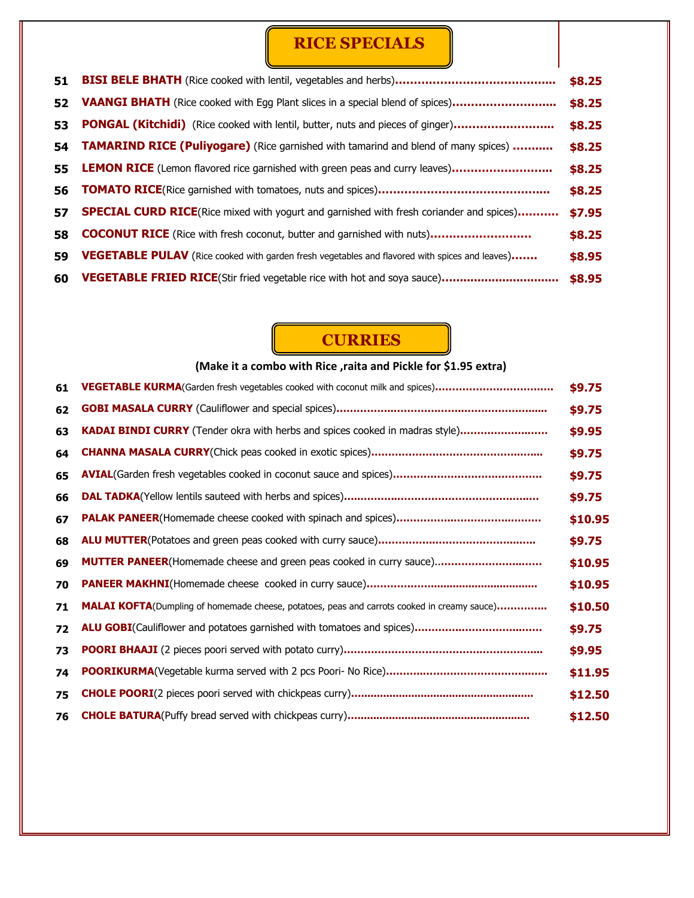# RICE SPECIALS

| No. | Item | Price |
|---|---|---|
| 51 | **BISI BELE BHATH** (Rice cooked with lentil, vegetables and herbs) | $8.25 |
| 52 | **VAANGI BHATH** (Rice cooked with Egg Plant slices in a special blend of spices) | $8.25 |
| 53 | **PONGAL (Kitchidi)** (Rice cooked with lentil, butter, nuts and pieces of ginger) | $8.25 |
| 54 | **TAMARIND RICE (Puliyogare)** (Rice garnished with tamarind and blend of many spices) | $8.25 |
| 55 | **LEMON RICE** (Lemon flavored rice garnished with green peas and curry leaves) | $8.25 |
| 56 | **TOMATO RICE**(Rice garnished with tomatoes, nuts and spices) | $8.25 |
| 57 | **SPECIAL CURD RICE**(Rice mixed with yogurt and garnished with fresh coriander and spices) | $7.95 |
| 58 | **COCONUT RICE** (Rice with fresh coconut, butter and garnished with nuts) | $8.25 |
| 59 | **VEGETABLE PULAV** (Rice cooked with garden fresh vegetables and flavored with spices and leaves) | $8.95 |
| 60 | **VEGETABLE FRIED RICE**(Stir fried vegetable rice with hot and soya sauce) | $8.95 |

# CURRIES

**(Make it a combo with Rice ,raita and Pickle for $1.95 extra)**

| No. | Item | Price |
|---|---|---|
| 61 | **VEGETABLE KURMA**(Garden fresh vegetables cooked with coconut milk and spices) | $9.75 |
| 62 | **GOBI MASALA CURRY** (Cauliflower and special spices) | $9.75 |
| 63 | **KADAI BINDI CURRY** (Tender okra with herbs and spices cooked in madras style) | $9.95 |
| 64 | **CHANNA MASALA CURRY**(Chick peas cooked in exotic spices) | $9.75 |
| 65 | **AVIAL**(Garden fresh vegetables cooked in coconut sauce and spices) | $9.75 |
| 66 | **DAL TADKA**(Yellow lentils sauteed with herbs and spices) | $9.75 |
| 67 | **PALAK PANEER**(Homemade cheese cooked with spinach and spices) | $10.95 |
| 68 | **ALU MUTTER**(Potatoes and green peas cooked with curry sauce) | $9.75 |
| 69 | **MUTTER PANEER**(Homemade cheese and green peas cooked in curry sauce) | $10.95 |
| 70 | **PANEER MAKHNI**(Homemade cheese cooked in curry sauce) | $10.95 |
| 71 | **MALAI KOFTA**(Dumpling of homemade cheese, potatoes, peas and carrots cooked in creamy sauce) | $10.50 |
| 72 | **ALU GOBI**(Cauliflower and potatoes garnished with tomatoes and spices) | $9.75 |
| 73 | **POORI BHAAJI** (2 pieces poori served with potato curry) | $9.95 |
| 74 | **POORIKURMA**(Vegetable kurma served with 2 pcs Poori- No Rice) | $11.95 |
| 75 | **CHOLE POORI**(2 pieces poori served with chickpeas curry) | $12.50 |
| 76 | **CHOLE BATURA**(Puffy bread served with chickpeas curry) | $12.50 |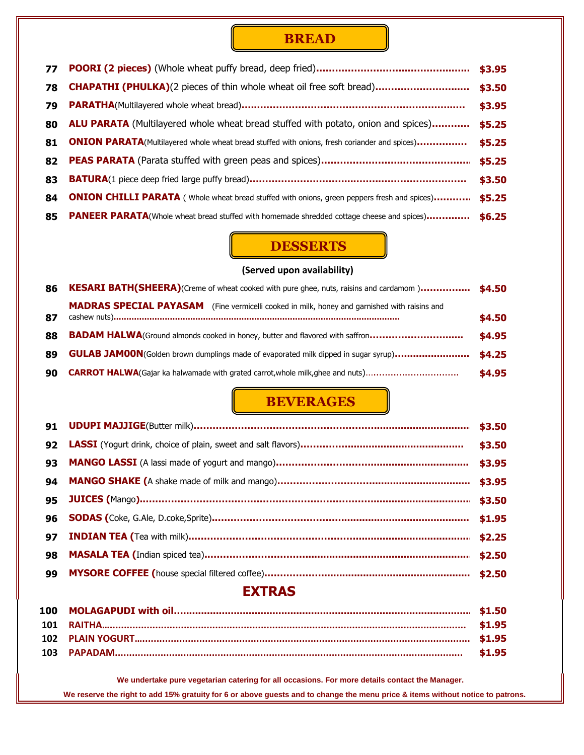## BREAD

| | | |
|---|---|---|
| 77 | **POORI (2 pieces)** (Whole wheat puffy bread, deep fried) | $3.95 |
| 78 | **CHAPATHI (PHULKA)**(2 pieces of thin whole wheat oil free soft bread) | $3.50 |
| 79 | **PARATHA**(Multilayered whole wheat bread) | $3.95 |
| 80 | **ALU PARATA** (Multilayered whole wheat bread stuffed with potato, onion and spices) | $5.25 |
| 81 | **ONION PARATA**(Multilayered whole wheat bread stuffed with onions, fresh coriander and spices) | $5.25 |
| 82 | **PEAS PARATA** (Parata stuffed with green peas and spices) | $5.25 |
| 83 | **BATURA**(1 piece deep fried large puffy bread) | $3.50 |
| 84 | **ONION CHILLI PARATA** ( Whole wheat bread stuffed with onions, green peppers fresh and spices) | $5.25 |
| 85 | **PANEER PARATA**(Whole wheat bread stuffed with homemade shredded cottage cheese and spices) | $6.25 |

## DESSERTS

**(Served upon availability)**

| | | |
|---|---|---|
| 86 | **KESARI BATH(SHEERA)**(Creme of wheat cooked with pure ghee, nuts, raisins and cardamom ) | $4.50 |
| 87 | **MADRAS SPECIAL PAYASAM** (Fine vermicelli cooked in milk, honey and garnished with raisins and cashew nuts) | $4.50 |
| 88 | **BADAM HALWA**(Ground almonds cooked in honey, butter and flavored with saffron | $4.95 |
| 89 | **GULAB JAM00N**(Golden brown dumplings made of evaporated milk dipped in sugar syrup) | $4.25 |
| 90 | **CARROT HALWA**(Gajar ka halwamade with grated carrot,whole milk,ghee and nuts) | $4.95 |

## BEVERAGES

| | | |
|---|---|---|
| 91 | **UDUPI MAJJIGE**(Butter milk) | $3.50 |
| 92 | **LASSI** (Yogurt drink, choice of plain, sweet and salt flavors) | $3.50 |
| 93 | **MANGO LASSI** (A lassi made of yogurt and mango) | $3.95 |
| 94 | **MANGO SHAKE (**A shake made of milk and mango) | $3.95 |
| 95 | **JUICES (**Mango**)** | $3.50 |
| 96 | **SODAS (**Coke, G.Ale, D.coke,Sprite) | $1.95 |
| 97 | **INDIAN TEA (**Tea with milk) | $2.25 |
| 98 | **MASALA TEA (**Indian spiced tea) | $2.50 |
| 99 | **MYSORE COFFEE (**house special filtered coffee) | $2.50 |

## EXTRAS

| | | |
|---|---|---|
| 100 | **MOLAGAPUDI with oil** | $1.50 |
| 101 | **RAITHA** | $1.95 |
| 102 | **PLAIN YOGURT** | $1.95 |
| 103 | **PAPADAM** | $1.95 |

**We undertake pure vegetarian catering for all occasions. For more details contact the Manager.**

**We reserve the right to add 15% gratuity for 6 or above guests and to change the menu price & items without notice to patrons.**